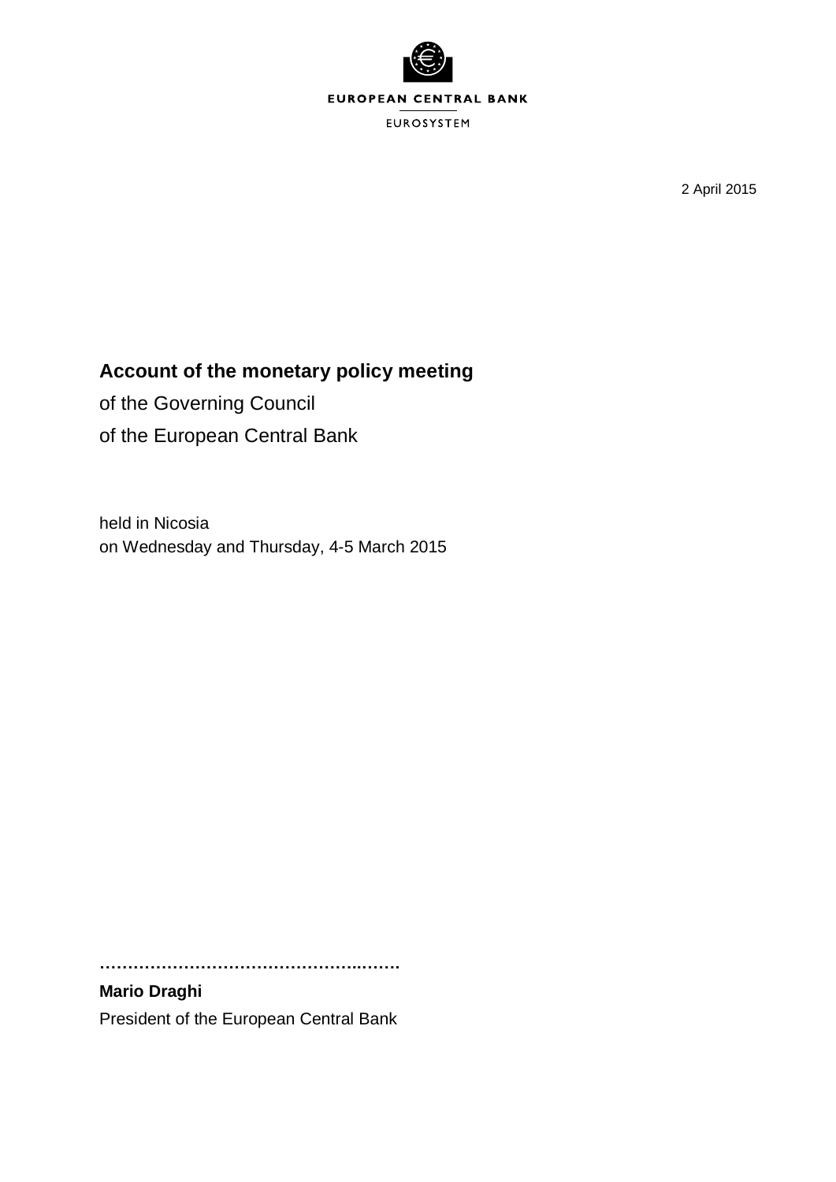EUROPEAN CENTRAL BANK

EUROSYSTEM

2 April 2015

# Account of the monetary policy meeting

of the Governing Council

of the European Central Bank

held in Nicosia

on Wednesday and Thursday, 4-5 March 2015

…………………………………………..…….

**Mario Draghi**

President of the European Central Bank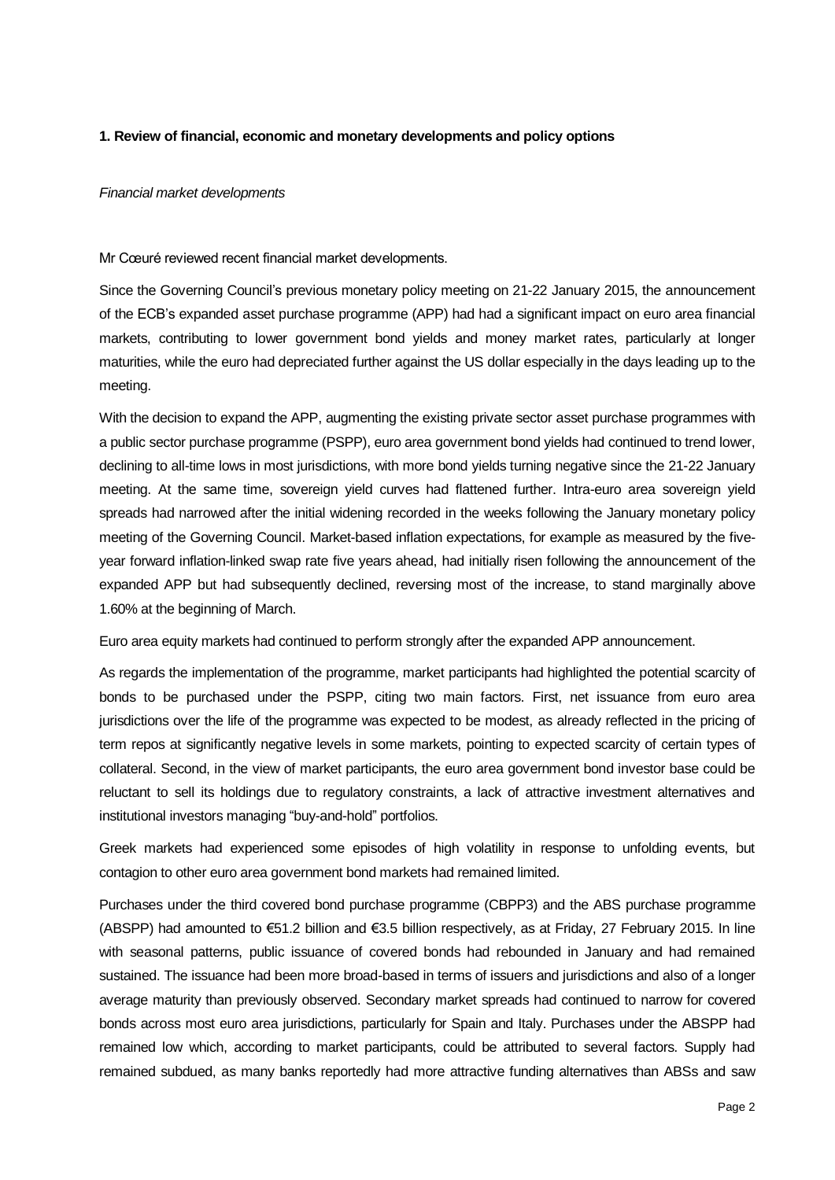## 1. Review of financial, economic and monetary developments and policy options

*Financial market developments*

Mr Cœuré reviewed recent financial market developments.

Since the Governing Council's previous monetary policy meeting on 21-22 January 2015, the announcement of the ECB's expanded asset purchase programme (APP) had had a significant impact on euro area financial markets, contributing to lower government bond yields and money market rates, particularly at longer maturities, while the euro had depreciated further against the US dollar especially in the days leading up to the meeting.

With the decision to expand the APP, augmenting the existing private sector asset purchase programmes with a public sector purchase programme (PSPP), euro area government bond yields had continued to trend lower, declining to all-time lows in most jurisdictions, with more bond yields turning negative since the 21-22 January meeting. At the same time, sovereign yield curves had flattened further. Intra-euro area sovereign yield spreads had narrowed after the initial widening recorded in the weeks following the January monetary policy meeting of the Governing Council. Market-based inflation expectations, for example as measured by the five-year forward inflation-linked swap rate five years ahead, had initially risen following the announcement of the expanded APP but had subsequently declined, reversing most of the increase, to stand marginally above 1.60% at the beginning of March.

Euro area equity markets had continued to perform strongly after the expanded APP announcement.

As regards the implementation of the programme, market participants had highlighted the potential scarcity of bonds to be purchased under the PSPP, citing two main factors. First, net issuance from euro area jurisdictions over the life of the programme was expected to be modest, as already reflected in the pricing of term repos at significantly negative levels in some markets, pointing to expected scarcity of certain types of collateral. Second, in the view of market participants, the euro area government bond investor base could be reluctant to sell its holdings due to regulatory constraints, a lack of attractive investment alternatives and institutional investors managing "buy-and-hold" portfolios.

Greek markets had experienced some episodes of high volatility in response to unfolding events, but contagion to other euro area government bond markets had remained limited.

Purchases under the third covered bond purchase programme (CBPP3) and the ABS purchase programme (ABSPP) had amounted to €51.2 billion and €3.5 billion respectively, as at Friday, 27 February 2015. In line with seasonal patterns, public issuance of covered bonds had rebounded in January and had remained sustained. The issuance had been more broad-based in terms of issuers and jurisdictions and also of a longer average maturity than previously observed. Secondary market spreads had continued to narrow for covered bonds across most euro area jurisdictions, particularly for Spain and Italy. Purchases under the ABSPP had remained low which, according to market participants, could be attributed to several factors. Supply had remained subdued, as many banks reportedly had more attractive funding alternatives than ABSs and saw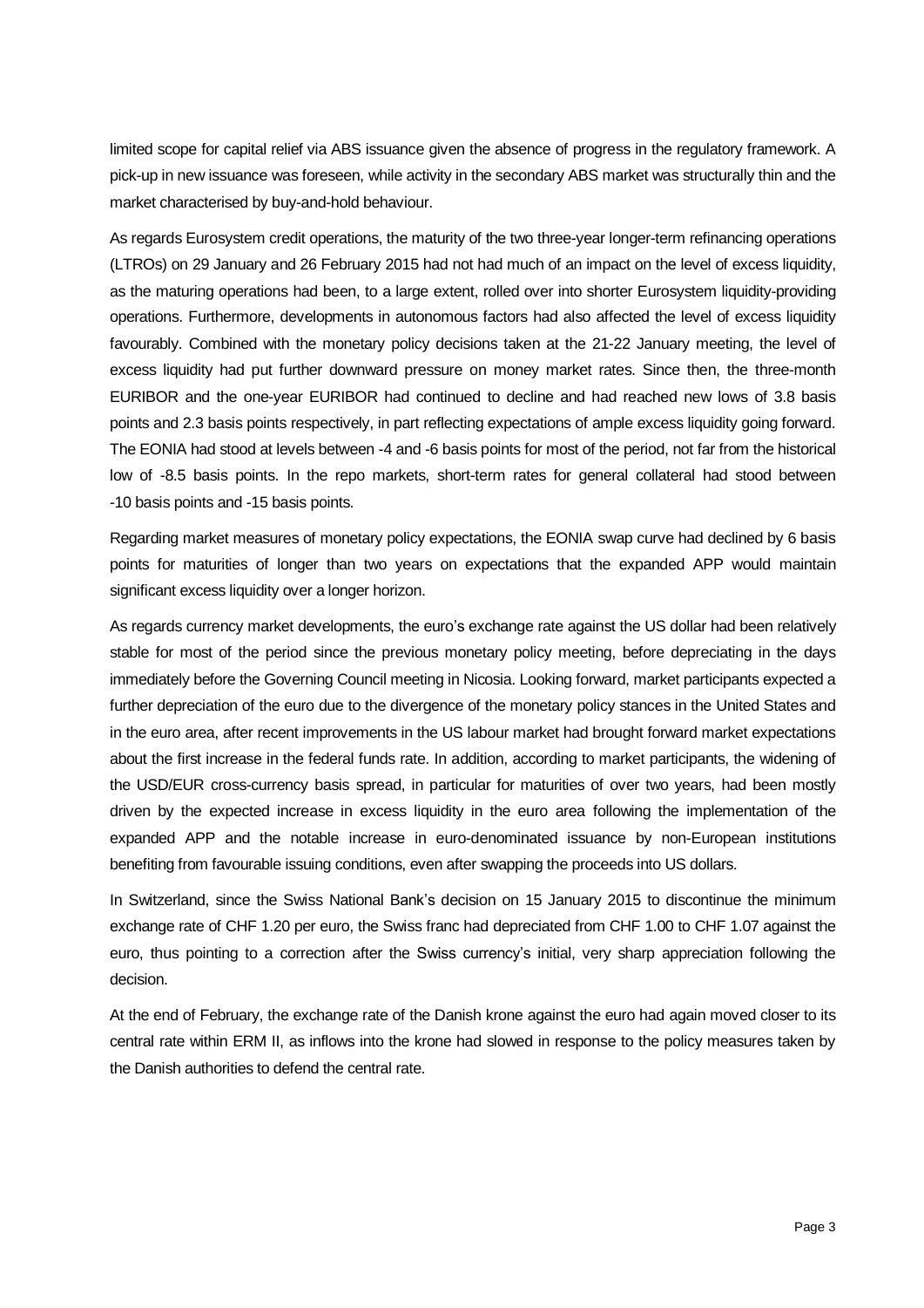limited scope for capital relief via ABS issuance given the absence of progress in the regulatory framework. A pick-up in new issuance was foreseen, while activity in the secondary ABS market was structurally thin and the market characterised by buy-and-hold behaviour.

As regards Eurosystem credit operations, the maturity of the two three-year longer-term refinancing operations (LTROs) on 29 January and 26 February 2015 had not had much of an impact on the level of excess liquidity, as the maturing operations had been, to a large extent, rolled over into shorter Eurosystem liquidity-providing operations. Furthermore, developments in autonomous factors had also affected the level of excess liquidity favourably. Combined with the monetary policy decisions taken at the 21-22 January meeting, the level of excess liquidity had put further downward pressure on money market rates. Since then, the three-month EURIBOR and the one-year EURIBOR had continued to decline and had reached new lows of 3.8 basis points and 2.3 basis points respectively, in part reflecting expectations of ample excess liquidity going forward. The EONIA had stood at levels between -4 and -6 basis points for most of the period, not far from the historical low of -8.5 basis points. In the repo markets, short-term rates for general collateral had stood between -10 basis points and -15 basis points.

Regarding market measures of monetary policy expectations, the EONIA swap curve had declined by 6 basis points for maturities of longer than two years on expectations that the expanded APP would maintain significant excess liquidity over a longer horizon.

As regards currency market developments, the euro's exchange rate against the US dollar had been relatively stable for most of the period since the previous monetary policy meeting, before depreciating in the days immediately before the Governing Council meeting in Nicosia. Looking forward, market participants expected a further depreciation of the euro due to the divergence of the monetary policy stances in the United States and in the euro area, after recent improvements in the US labour market had brought forward market expectations about the first increase in the federal funds rate. In addition, according to market participants, the widening of the USD/EUR cross-currency basis spread, in particular for maturities of over two years, had been mostly driven by the expected increase in excess liquidity in the euro area following the implementation of the expanded APP and the notable increase in euro-denominated issuance by non-European institutions benefiting from favourable issuing conditions, even after swapping the proceeds into US dollars.

In Switzerland, since the Swiss National Bank's decision on 15 January 2015 to discontinue the minimum exchange rate of CHF 1.20 per euro, the Swiss franc had depreciated from CHF 1.00 to CHF 1.07 against the euro, thus pointing to a correction after the Swiss currency's initial, very sharp appreciation following the decision.

At the end of February, the exchange rate of the Danish krone against the euro had again moved closer to its central rate within ERM II, as inflows into the krone had slowed in response to the policy measures taken by the Danish authorities to defend the central rate.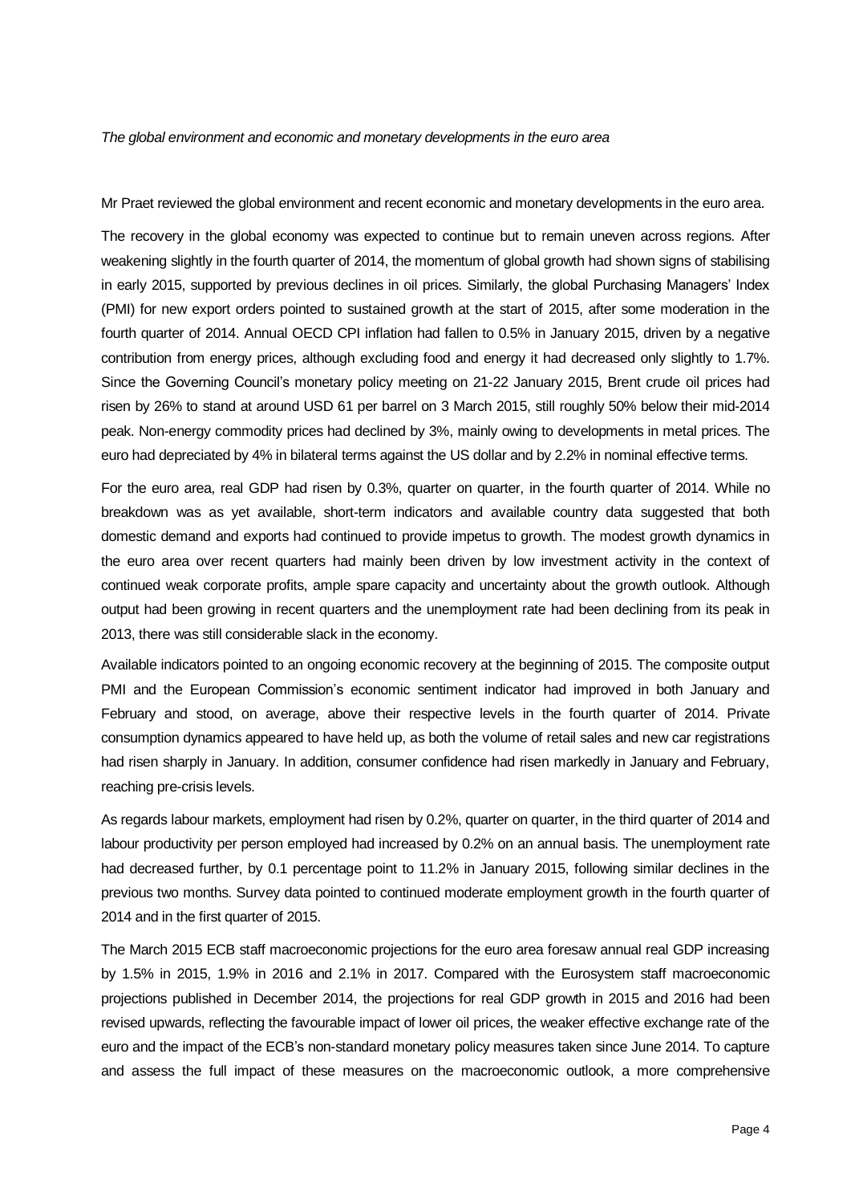*The global environment and economic and monetary developments in the euro area*

Mr Praet reviewed the global environment and recent economic and monetary developments in the euro area.

The recovery in the global economy was expected to continue but to remain uneven across regions. After weakening slightly in the fourth quarter of 2014, the momentum of global growth had shown signs of stabilising in early 2015, supported by previous declines in oil prices. Similarly, the global Purchasing Managers' Index (PMI) for new export orders pointed to sustained growth at the start of 2015, after some moderation in the fourth quarter of 2014. Annual OECD CPI inflation had fallen to 0.5% in January 2015, driven by a negative contribution from energy prices, although excluding food and energy it had decreased only slightly to 1.7%. Since the Governing Council's monetary policy meeting on 21-22 January 2015, Brent crude oil prices had risen by 26% to stand at around USD 61 per barrel on 3 March 2015, still roughly 50% below their mid-2014 peak. Non-energy commodity prices had declined by 3%, mainly owing to developments in metal prices. The euro had depreciated by 4% in bilateral terms against the US dollar and by 2.2% in nominal effective terms.

For the euro area, real GDP had risen by 0.3%, quarter on quarter, in the fourth quarter of 2014. While no breakdown was as yet available, short-term indicators and available country data suggested that both domestic demand and exports had continued to provide impetus to growth. The modest growth dynamics in the euro area over recent quarters had mainly been driven by low investment activity in the context of continued weak corporate profits, ample spare capacity and uncertainty about the growth outlook. Although output had been growing in recent quarters and the unemployment rate had been declining from its peak in 2013, there was still considerable slack in the economy.

Available indicators pointed to an ongoing economic recovery at the beginning of 2015. The composite output PMI and the European Commission's economic sentiment indicator had improved in both January and February and stood, on average, above their respective levels in the fourth quarter of 2014. Private consumption dynamics appeared to have held up, as both the volume of retail sales and new car registrations had risen sharply in January. In addition, consumer confidence had risen markedly in January and February, reaching pre-crisis levels.

As regards labour markets, employment had risen by 0.2%, quarter on quarter, in the third quarter of 2014 and labour productivity per person employed had increased by 0.2% on an annual basis. The unemployment rate had decreased further, by 0.1 percentage point to 11.2% in January 2015, following similar declines in the previous two months. Survey data pointed to continued moderate employment growth in the fourth quarter of 2014 and in the first quarter of 2015.

The March 2015 ECB staff macroeconomic projections for the euro area foresaw annual real GDP increasing by 1.5% in 2015, 1.9% in 2016 and 2.1% in 2017. Compared with the Eurosystem staff macroeconomic projections published in December 2014, the projections for real GDP growth in 2015 and 2016 had been revised upwards, reflecting the favourable impact of lower oil prices, the weaker effective exchange rate of the euro and the impact of the ECB's non-standard monetary policy measures taken since June 2014. To capture and assess the full impact of these measures on the macroeconomic outlook, a more comprehensive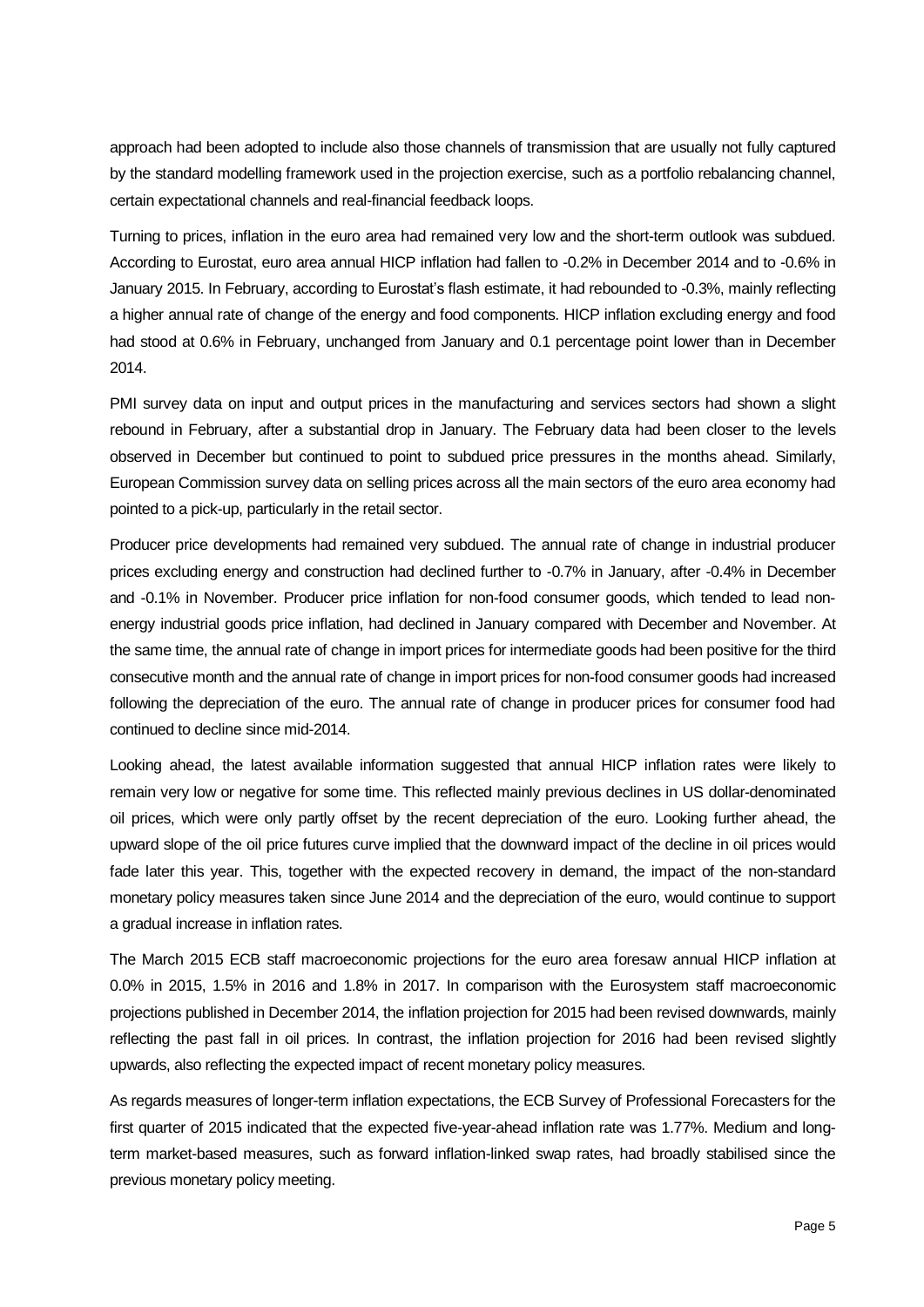approach had been adopted to include also those channels of transmission that are usually not fully captured by the standard modelling framework used in the projection exercise, such as a portfolio rebalancing channel, certain expectational channels and real-financial feedback loops.

Turning to prices, inflation in the euro area had remained very low and the short-term outlook was subdued. According to Eurostat, euro area annual HICP inflation had fallen to -0.2% in December 2014 and to -0.6% in January 2015. In February, according to Eurostat's flash estimate, it had rebounded to -0.3%, mainly reflecting a higher annual rate of change of the energy and food components. HICP inflation excluding energy and food had stood at 0.6% in February, unchanged from January and 0.1 percentage point lower than in December 2014.

PMI survey data on input and output prices in the manufacturing and services sectors had shown a slight rebound in February, after a substantial drop in January. The February data had been closer to the levels observed in December but continued to point to subdued price pressures in the months ahead. Similarly, European Commission survey data on selling prices across all the main sectors of the euro area economy had pointed to a pick-up, particularly in the retail sector.

Producer price developments had remained very subdued. The annual rate of change in industrial producer prices excluding energy and construction had declined further to -0.7% in January, after -0.4% in December and -0.1% in November. Producer price inflation for non-food consumer goods, which tended to lead non-energy industrial goods price inflation, had declined in January compared with December and November. At the same time, the annual rate of change in import prices for intermediate goods had been positive for the third consecutive month and the annual rate of change in import prices for non-food consumer goods had increased following the depreciation of the euro. The annual rate of change in producer prices for consumer food had continued to decline since mid-2014.

Looking ahead, the latest available information suggested that annual HICP inflation rates were likely to remain very low or negative for some time. This reflected mainly previous declines in US dollar-denominated oil prices, which were only partly offset by the recent depreciation of the euro. Looking further ahead, the upward slope of the oil price futures curve implied that the downward impact of the decline in oil prices would fade later this year. This, together with the expected recovery in demand, the impact of the non-standard monetary policy measures taken since June 2014 and the depreciation of the euro, would continue to support a gradual increase in inflation rates.

The March 2015 ECB staff macroeconomic projections for the euro area foresaw annual HICP inflation at 0.0% in 2015, 1.5% in 2016 and 1.8% in 2017. In comparison with the Eurosystem staff macroeconomic projections published in December 2014, the inflation projection for 2015 had been revised downwards, mainly reflecting the past fall in oil prices. In contrast, the inflation projection for 2016 had been revised slightly upwards, also reflecting the expected impact of recent monetary policy measures.

As regards measures of longer-term inflation expectations, the ECB Survey of Professional Forecasters for the first quarter of 2015 indicated that the expected five-year-ahead inflation rate was 1.77%. Medium and long-term market-based measures, such as forward inflation-linked swap rates, had broadly stabilised since the previous monetary policy meeting.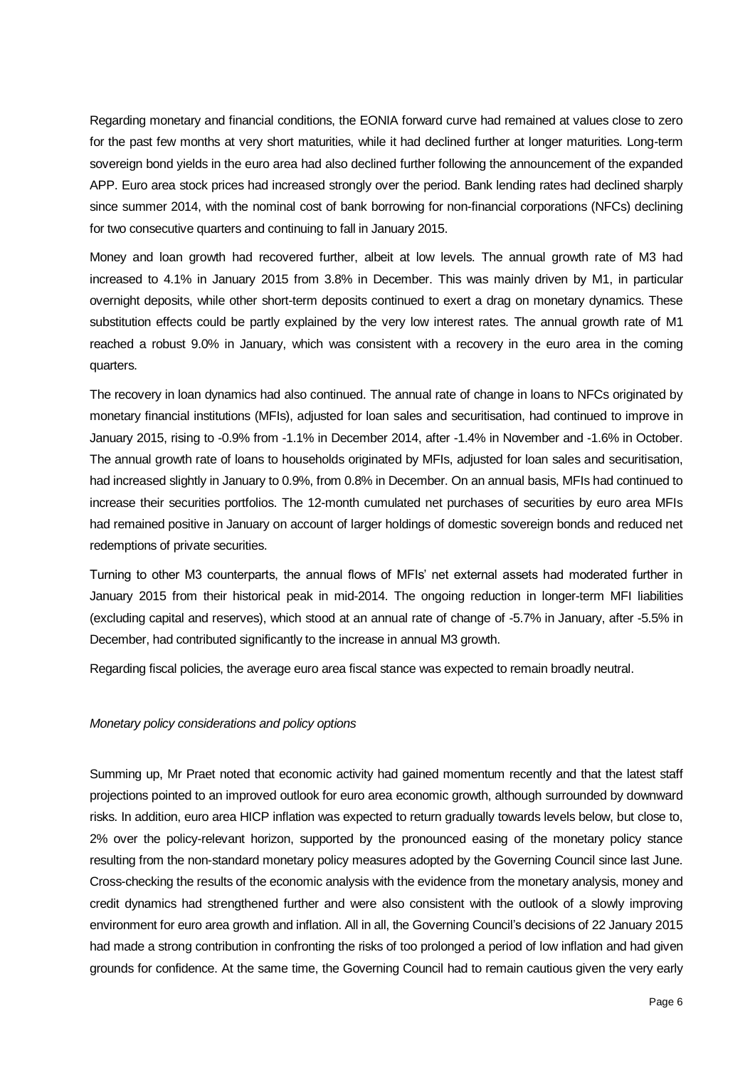Regarding monetary and financial conditions, the EONIA forward curve had remained at values close to zero for the past few months at very short maturities, while it had declined further at longer maturities. Long-term sovereign bond yields in the euro area had also declined further following the announcement of the expanded APP. Euro area stock prices had increased strongly over the period. Bank lending rates had declined sharply since summer 2014, with the nominal cost of bank borrowing for non-financial corporations (NFCs) declining for two consecutive quarters and continuing to fall in January 2015.

Money and loan growth had recovered further, albeit at low levels. The annual growth rate of M3 had increased to 4.1% in January 2015 from 3.8% in December. This was mainly driven by M1, in particular overnight deposits, while other short-term deposits continued to exert a drag on monetary dynamics. These substitution effects could be partly explained by the very low interest rates. The annual growth rate of M1 reached a robust 9.0% in January, which was consistent with a recovery in the euro area in the coming quarters.

The recovery in loan dynamics had also continued. The annual rate of change in loans to NFCs originated by monetary financial institutions (MFIs), adjusted for loan sales and securitisation, had continued to improve in January 2015, rising to -0.9% from -1.1% in December 2014, after -1.4% in November and -1.6% in October. The annual growth rate of loans to households originated by MFIs, adjusted for loan sales and securitisation, had increased slightly in January to 0.9%, from 0.8% in December. On an annual basis, MFIs had continued to increase their securities portfolios. The 12-month cumulated net purchases of securities by euro area MFIs had remained positive in January on account of larger holdings of domestic sovereign bonds and reduced net redemptions of private securities.

Turning to other M3 counterparts, the annual flows of MFIs' net external assets had moderated further in January 2015 from their historical peak in mid-2014. The ongoing reduction in longer-term MFI liabilities (excluding capital and reserves), which stood at an annual rate of change of -5.7% in January, after -5.5% in December, had contributed significantly to the increase in annual M3 growth.

Regarding fiscal policies, the average euro area fiscal stance was expected to remain broadly neutral.

*Monetary policy considerations and policy options*

Summing up, Mr Praet noted that economic activity had gained momentum recently and that the latest staff projections pointed to an improved outlook for euro area economic growth, although surrounded by downward risks. In addition, euro area HICP inflation was expected to return gradually towards levels below, but close to, 2% over the policy-relevant horizon, supported by the pronounced easing of the monetary policy stance resulting from the non-standard monetary policy measures adopted by the Governing Council since last June. Cross-checking the results of the economic analysis with the evidence from the monetary analysis, money and credit dynamics had strengthened further and were also consistent with the outlook of a slowly improving environment for euro area growth and inflation. All in all, the Governing Council's decisions of 22 January 2015 had made a strong contribution in confronting the risks of too prolonged a period of low inflation and had given grounds for confidence. At the same time, the Governing Council had to remain cautious given the very early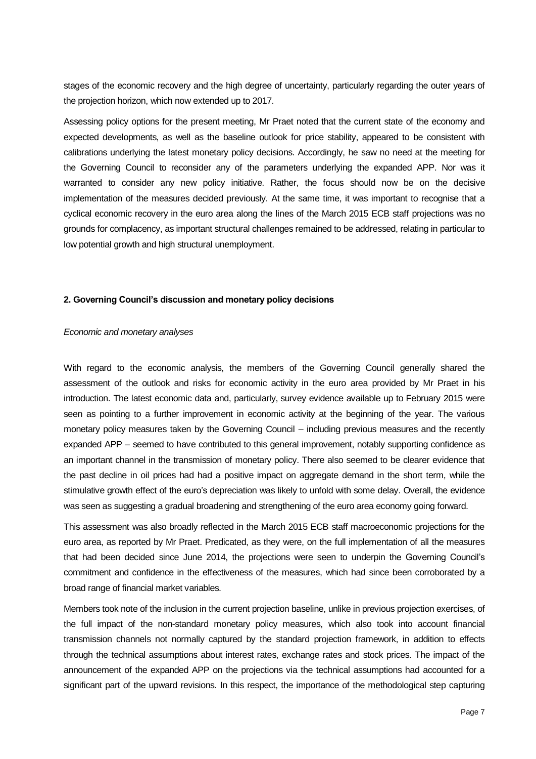stages of the economic recovery and the high degree of uncertainty, particularly regarding the outer years of the projection horizon, which now extended up to 2017.

Assessing policy options for the present meeting, Mr Praet noted that the current state of the economy and expected developments, as well as the baseline outlook for price stability, appeared to be consistent with calibrations underlying the latest monetary policy decisions. Accordingly, he saw no need at the meeting for the Governing Council to reconsider any of the parameters underlying the expanded APP. Nor was it warranted to consider any new policy initiative. Rather, the focus should now be on the decisive implementation of the measures decided previously. At the same time, it was important to recognise that a cyclical economic recovery in the euro area along the lines of the March 2015 ECB staff projections was no grounds for complacency, as important structural challenges remained to be addressed, relating in particular to low potential growth and high structural unemployment.

## 2. Governing Council's discussion and monetary policy decisions

*Economic and monetary analyses*

With regard to the economic analysis, the members of the Governing Council generally shared the assessment of the outlook and risks for economic activity in the euro area provided by Mr Praet in his introduction. The latest economic data and, particularly, survey evidence available up to February 2015 were seen as pointing to a further improvement in economic activity at the beginning of the year. The various monetary policy measures taken by the Governing Council – including previous measures and the recently expanded APP – seemed to have contributed to this general improvement, notably supporting confidence as an important channel in the transmission of monetary policy. There also seemed to be clearer evidence that the past decline in oil prices had had a positive impact on aggregate demand in the short term, while the stimulative growth effect of the euro's depreciation was likely to unfold with some delay. Overall, the evidence was seen as suggesting a gradual broadening and strengthening of the euro area economy going forward.

This assessment was also broadly reflected in the March 2015 ECB staff macroeconomic projections for the euro area, as reported by Mr Praet. Predicated, as they were, on the full implementation of all the measures that had been decided since June 2014, the projections were seen to underpin the Governing Council's commitment and confidence in the effectiveness of the measures, which had since been corroborated by a broad range of financial market variables.

Members took note of the inclusion in the current projection baseline, unlike in previous projection exercises, of the full impact of the non-standard monetary policy measures, which also took into account financial transmission channels not normally captured by the standard projection framework, in addition to effects through the technical assumptions about interest rates, exchange rates and stock prices. The impact of the announcement of the expanded APP on the projections via the technical assumptions had accounted for a significant part of the upward revisions. In this respect, the importance of the methodological step capturing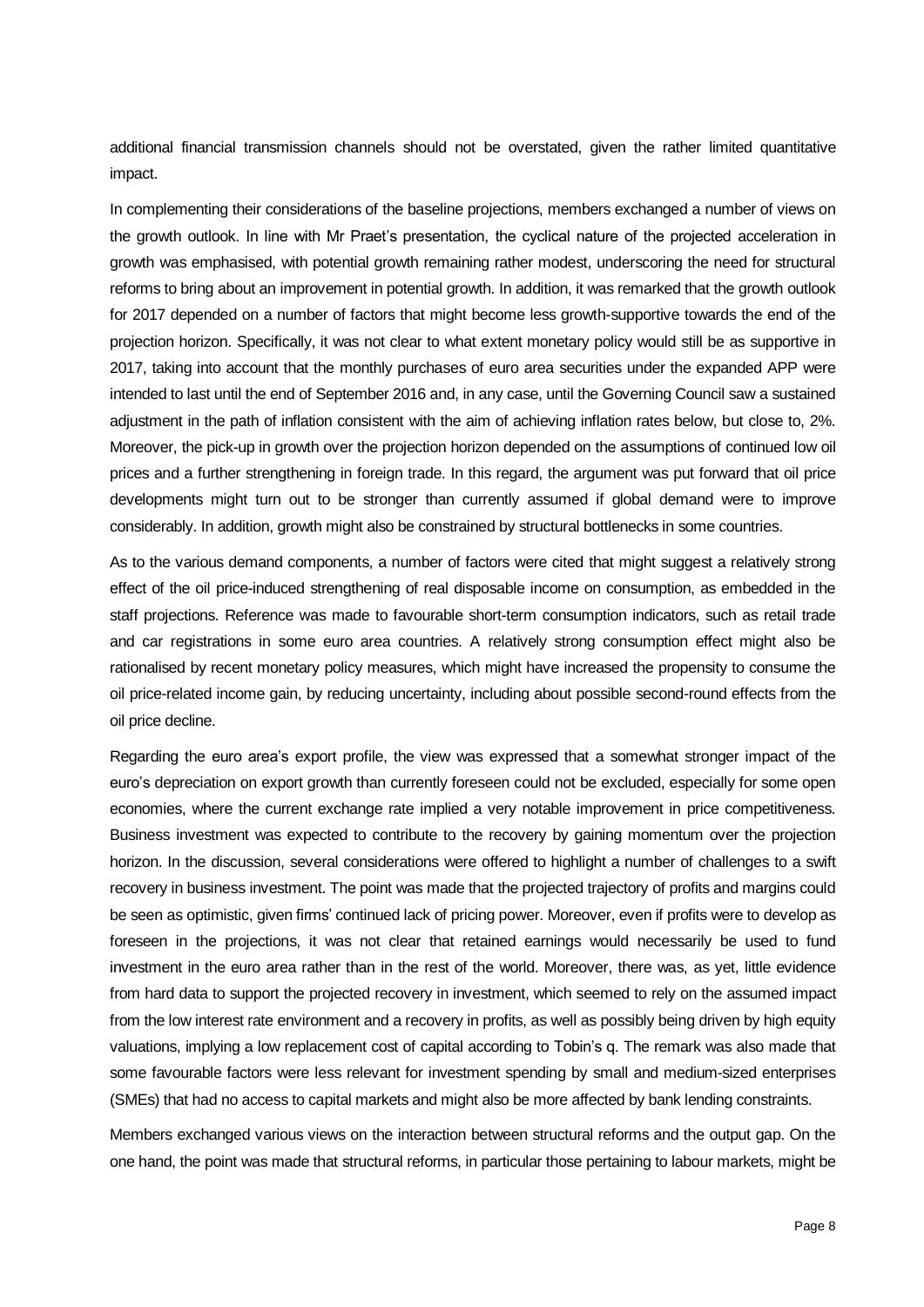additional financial transmission channels should not be overstated, given the rather limited quantitative impact.

In complementing their considerations of the baseline projections, members exchanged a number of views on the growth outlook. In line with Mr Praet's presentation, the cyclical nature of the projected acceleration in growth was emphasised, with potential growth remaining rather modest, underscoring the need for structural reforms to bring about an improvement in potential growth. In addition, it was remarked that the growth outlook for 2017 depended on a number of factors that might become less growth-supportive towards the end of the projection horizon. Specifically, it was not clear to what extent monetary policy would still be as supportive in 2017, taking into account that the monthly purchases of euro area securities under the expanded APP were intended to last until the end of September 2016 and, in any case, until the Governing Council saw a sustained adjustment in the path of inflation consistent with the aim of achieving inflation rates below, but close to, 2%. Moreover, the pick-up in growth over the projection horizon depended on the assumptions of continued low oil prices and a further strengthening in foreign trade. In this regard, the argument was put forward that oil price developments might turn out to be stronger than currently assumed if global demand were to improve considerably. In addition, growth might also be constrained by structural bottlenecks in some countries.

As to the various demand components, a number of factors were cited that might suggest a relatively strong effect of the oil price-induced strengthening of real disposable income on consumption, as embedded in the staff projections. Reference was made to favourable short-term consumption indicators, such as retail trade and car registrations in some euro area countries. A relatively strong consumption effect might also be rationalised by recent monetary policy measures, which might have increased the propensity to consume the oil price-related income gain, by reducing uncertainty, including about possible second-round effects from the oil price decline.

Regarding the euro area's export profile, the view was expressed that a somewhat stronger impact of the euro's depreciation on export growth than currently foreseen could not be excluded, especially for some open economies, where the current exchange rate implied a very notable improvement in price competitiveness. Business investment was expected to contribute to the recovery by gaining momentum over the projection horizon. In the discussion, several considerations were offered to highlight a number of challenges to a swift recovery in business investment. The point was made that the projected trajectory of profits and margins could be seen as optimistic, given firms' continued lack of pricing power. Moreover, even if profits were to develop as foreseen in the projections, it was not clear that retained earnings would necessarily be used to fund investment in the euro area rather than in the rest of the world. Moreover, there was, as yet, little evidence from hard data to support the projected recovery in investment, which seemed to rely on the assumed impact from the low interest rate environment and a recovery in profits, as well as possibly being driven by high equity valuations, implying a low replacement cost of capital according to Tobin's q. The remark was also made that some favourable factors were less relevant for investment spending by small and medium-sized enterprises (SMEs) that had no access to capital markets and might also be more affected by bank lending constraints.

Members exchanged various views on the interaction between structural reforms and the output gap. On the one hand, the point was made that structural reforms, in particular those pertaining to labour markets, might be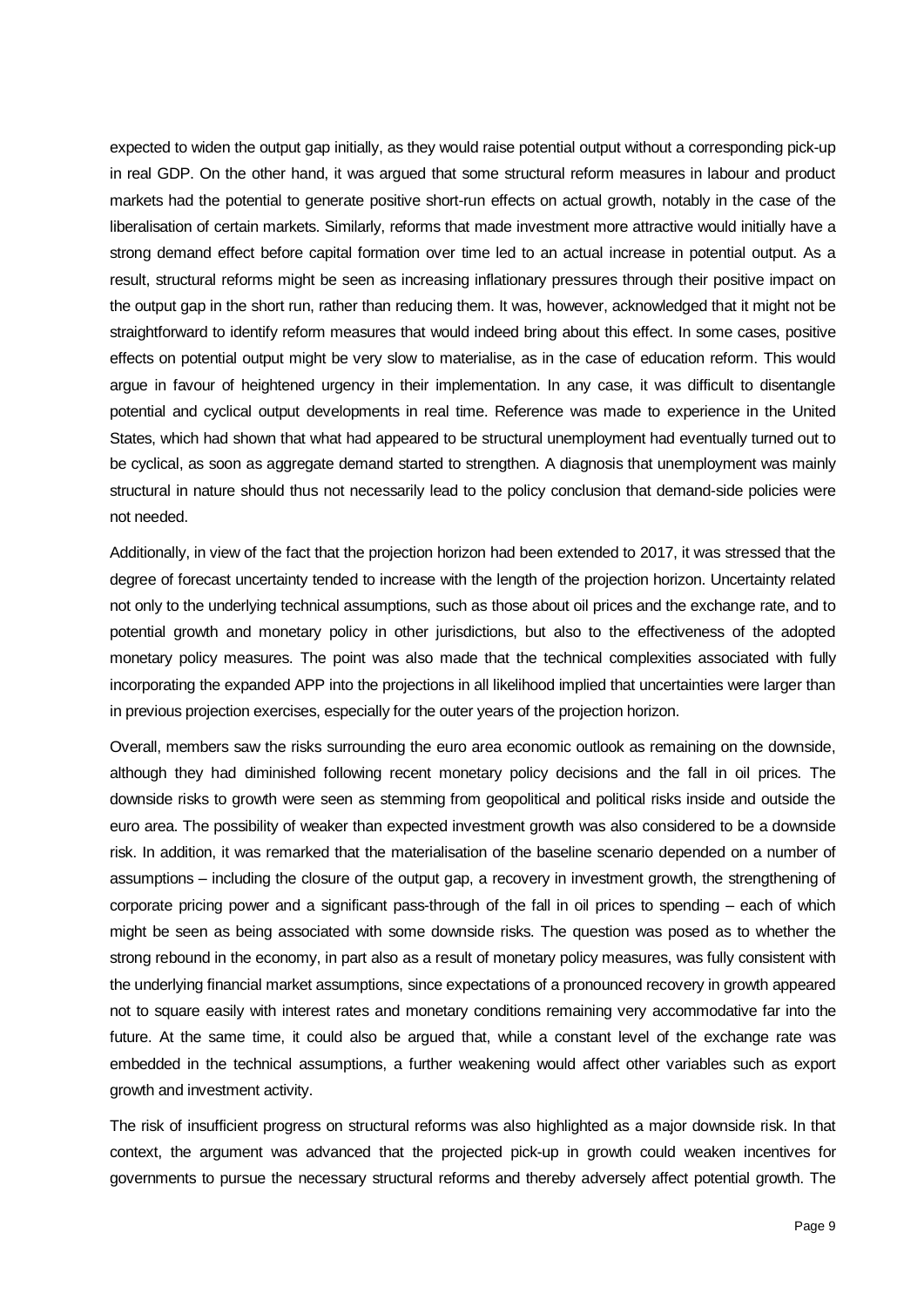expected to widen the output gap initially, as they would raise potential output without a corresponding pick-up in real GDP. On the other hand, it was argued that some structural reform measures in labour and product markets had the potential to generate positive short-run effects on actual growth, notably in the case of the liberalisation of certain markets. Similarly, reforms that made investment more attractive would initially have a strong demand effect before capital formation over time led to an actual increase in potential output. As a result, structural reforms might be seen as increasing inflationary pressures through their positive impact on the output gap in the short run, rather than reducing them. It was, however, acknowledged that it might not be straightforward to identify reform measures that would indeed bring about this effect. In some cases, positive effects on potential output might be very slow to materialise, as in the case of education reform. This would argue in favour of heightened urgency in their implementation. In any case, it was difficult to disentangle potential and cyclical output developments in real time. Reference was made to experience in the United States, which had shown that what had appeared to be structural unemployment had eventually turned out to be cyclical, as soon as aggregate demand started to strengthen. A diagnosis that unemployment was mainly structural in nature should thus not necessarily lead to the policy conclusion that demand-side policies were not needed.

Additionally, in view of the fact that the projection horizon had been extended to 2017, it was stressed that the degree of forecast uncertainty tended to increase with the length of the projection horizon. Uncertainty related not only to the underlying technical assumptions, such as those about oil prices and the exchange rate, and to potential growth and monetary policy in other jurisdictions, but also to the effectiveness of the adopted monetary policy measures. The point was also made that the technical complexities associated with fully incorporating the expanded APP into the projections in all likelihood implied that uncertainties were larger than in previous projection exercises, especially for the outer years of the projection horizon.

Overall, members saw the risks surrounding the euro area economic outlook as remaining on the downside, although they had diminished following recent monetary policy decisions and the fall in oil prices. The downside risks to growth were seen as stemming from geopolitical and political risks inside and outside the euro area. The possibility of weaker than expected investment growth was also considered to be a downside risk. In addition, it was remarked that the materialisation of the baseline scenario depended on a number of assumptions – including the closure of the output gap, a recovery in investment growth, the strengthening of corporate pricing power and a significant pass-through of the fall in oil prices to spending – each of which might be seen as being associated with some downside risks. The question was posed as to whether the strong rebound in the economy, in part also as a result of monetary policy measures, was fully consistent with the underlying financial market assumptions, since expectations of a pronounced recovery in growth appeared not to square easily with interest rates and monetary conditions remaining very accommodative far into the future. At the same time, it could also be argued that, while a constant level of the exchange rate was embedded in the technical assumptions, a further weakening would affect other variables such as export growth and investment activity.

The risk of insufficient progress on structural reforms was also highlighted as a major downside risk. In that context, the argument was advanced that the projected pick-up in growth could weaken incentives for governments to pursue the necessary structural reforms and thereby adversely affect potential growth. The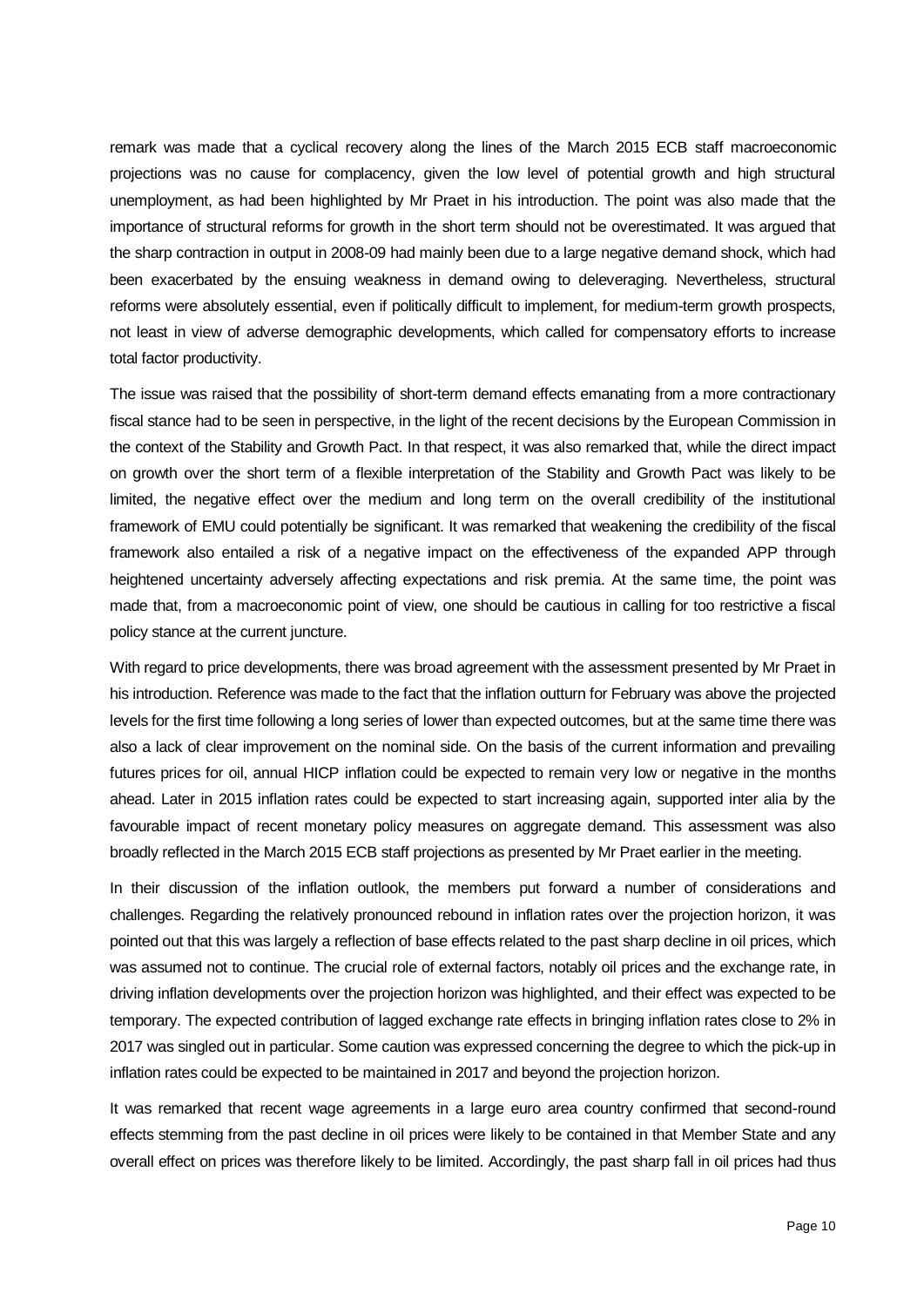remark was made that a cyclical recovery along the lines of the March 2015 ECB staff macroeconomic projections was no cause for complacency, given the low level of potential growth and high structural unemployment, as had been highlighted by Mr Praet in his introduction. The point was also made that the importance of structural reforms for growth in the short term should not be overestimated. It was argued that the sharp contraction in output in 2008-09 had mainly been due to a large negative demand shock, which had been exacerbated by the ensuing weakness in demand owing to deleveraging. Nevertheless, structural reforms were absolutely essential, even if politically difficult to implement, for medium-term growth prospects, not least in view of adverse demographic developments, which called for compensatory efforts to increase total factor productivity.

The issue was raised that the possibility of short-term demand effects emanating from a more contractionary fiscal stance had to be seen in perspective, in the light of the recent decisions by the European Commission in the context of the Stability and Growth Pact. In that respect, it was also remarked that, while the direct impact on growth over the short term of a flexible interpretation of the Stability and Growth Pact was likely to be limited, the negative effect over the medium and long term on the overall credibility of the institutional framework of EMU could potentially be significant. It was remarked that weakening the credibility of the fiscal framework also entailed a risk of a negative impact on the effectiveness of the expanded APP through heightened uncertainty adversely affecting expectations and risk premia. At the same time, the point was made that, from a macroeconomic point of view, one should be cautious in calling for too restrictive a fiscal policy stance at the current juncture.

With regard to price developments, there was broad agreement with the assessment presented by Mr Praet in his introduction. Reference was made to the fact that the inflation outturn for February was above the projected levels for the first time following a long series of lower than expected outcomes, but at the same time there was also a lack of clear improvement on the nominal side. On the basis of the current information and prevailing futures prices for oil, annual HICP inflation could be expected to remain very low or negative in the months ahead. Later in 2015 inflation rates could be expected to start increasing again, supported inter alia by the favourable impact of recent monetary policy measures on aggregate demand. This assessment was also broadly reflected in the March 2015 ECB staff projections as presented by Mr Praet earlier in the meeting.

In their discussion of the inflation outlook, the members put forward a number of considerations and challenges. Regarding the relatively pronounced rebound in inflation rates over the projection horizon, it was pointed out that this was largely a reflection of base effects related to the past sharp decline in oil prices, which was assumed not to continue. The crucial role of external factors, notably oil prices and the exchange rate, in driving inflation developments over the projection horizon was highlighted, and their effect was expected to be temporary. The expected contribution of lagged exchange rate effects in bringing inflation rates close to 2% in 2017 was singled out in particular. Some caution was expressed concerning the degree to which the pick-up in inflation rates could be expected to be maintained in 2017 and beyond the projection horizon.

It was remarked that recent wage agreements in a large euro area country confirmed that second-round effects stemming from the past decline in oil prices were likely to be contained in that Member State and any overall effect on prices was therefore likely to be limited. Accordingly, the past sharp fall in oil prices had thus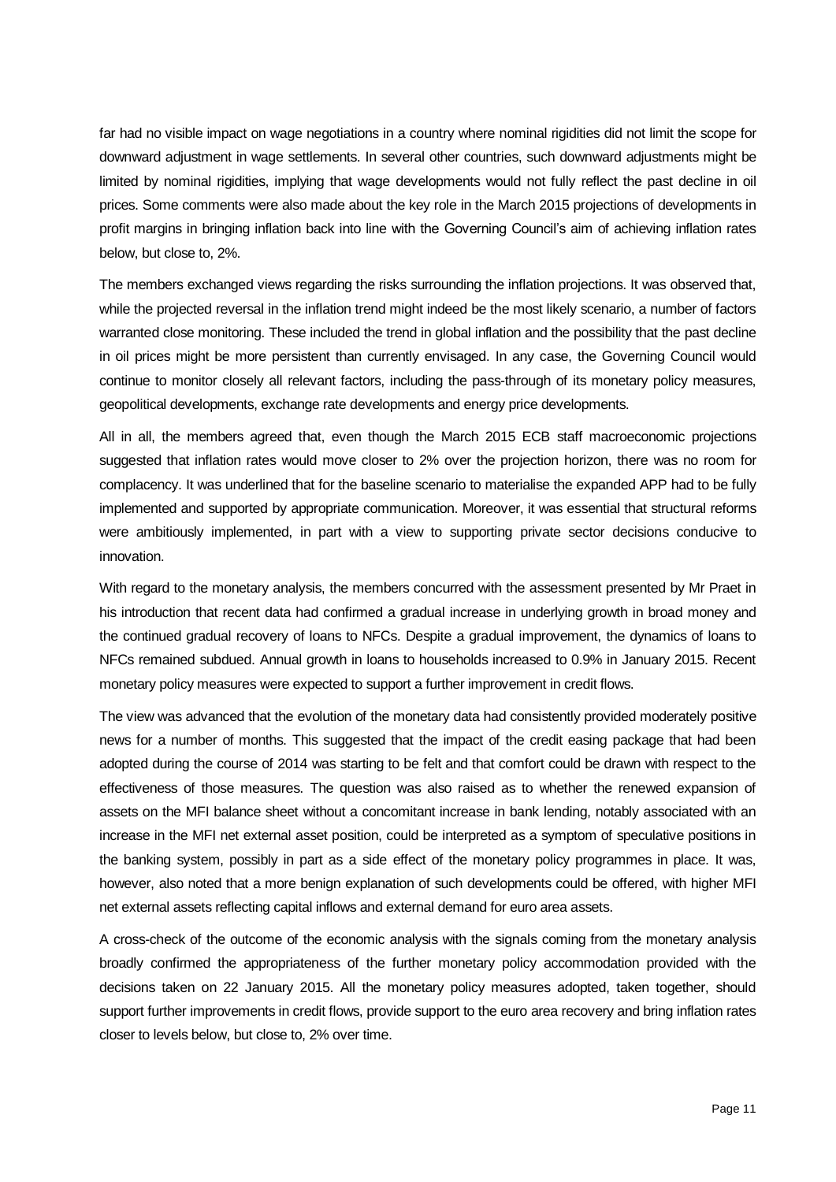far had no visible impact on wage negotiations in a country where nominal rigidities did not limit the scope for downward adjustment in wage settlements. In several other countries, such downward adjustments might be limited by nominal rigidities, implying that wage developments would not fully reflect the past decline in oil prices. Some comments were also made about the key role in the March 2015 projections of developments in profit margins in bringing inflation back into line with the Governing Council's aim of achieving inflation rates below, but close to, 2%.

The members exchanged views regarding the risks surrounding the inflation projections. It was observed that, while the projected reversal in the inflation trend might indeed be the most likely scenario, a number of factors warranted close monitoring. These included the trend in global inflation and the possibility that the past decline in oil prices might be more persistent than currently envisaged. In any case, the Governing Council would continue to monitor closely all relevant factors, including the pass-through of its monetary policy measures, geopolitical developments, exchange rate developments and energy price developments.

All in all, the members agreed that, even though the March 2015 ECB staff macroeconomic projections suggested that inflation rates would move closer to 2% over the projection horizon, there was no room for complacency. It was underlined that for the baseline scenario to materialise the expanded APP had to be fully implemented and supported by appropriate communication. Moreover, it was essential that structural reforms were ambitiously implemented, in part with a view to supporting private sector decisions conducive to innovation.

With regard to the monetary analysis, the members concurred with the assessment presented by Mr Praet in his introduction that recent data had confirmed a gradual increase in underlying growth in broad money and the continued gradual recovery of loans to NFCs. Despite a gradual improvement, the dynamics of loans to NFCs remained subdued. Annual growth in loans to households increased to 0.9% in January 2015. Recent monetary policy measures were expected to support a further improvement in credit flows.

The view was advanced that the evolution of the monetary data had consistently provided moderately positive news for a number of months. This suggested that the impact of the credit easing package that had been adopted during the course of 2014 was starting to be felt and that comfort could be drawn with respect to the effectiveness of those measures. The question was also raised as to whether the renewed expansion of assets on the MFI balance sheet without a concomitant increase in bank lending, notably associated with an increase in the MFI net external asset position, could be interpreted as a symptom of speculative positions in the banking system, possibly in part as a side effect of the monetary policy programmes in place. It was, however, also noted that a more benign explanation of such developments could be offered, with higher MFI net external assets reflecting capital inflows and external demand for euro area assets.

A cross-check of the outcome of the economic analysis with the signals coming from the monetary analysis broadly confirmed the appropriateness of the further monetary policy accommodation provided with the decisions taken on 22 January 2015. All the monetary policy measures adopted, taken together, should support further improvements in credit flows, provide support to the euro area recovery and bring inflation rates closer to levels below, but close to, 2% over time.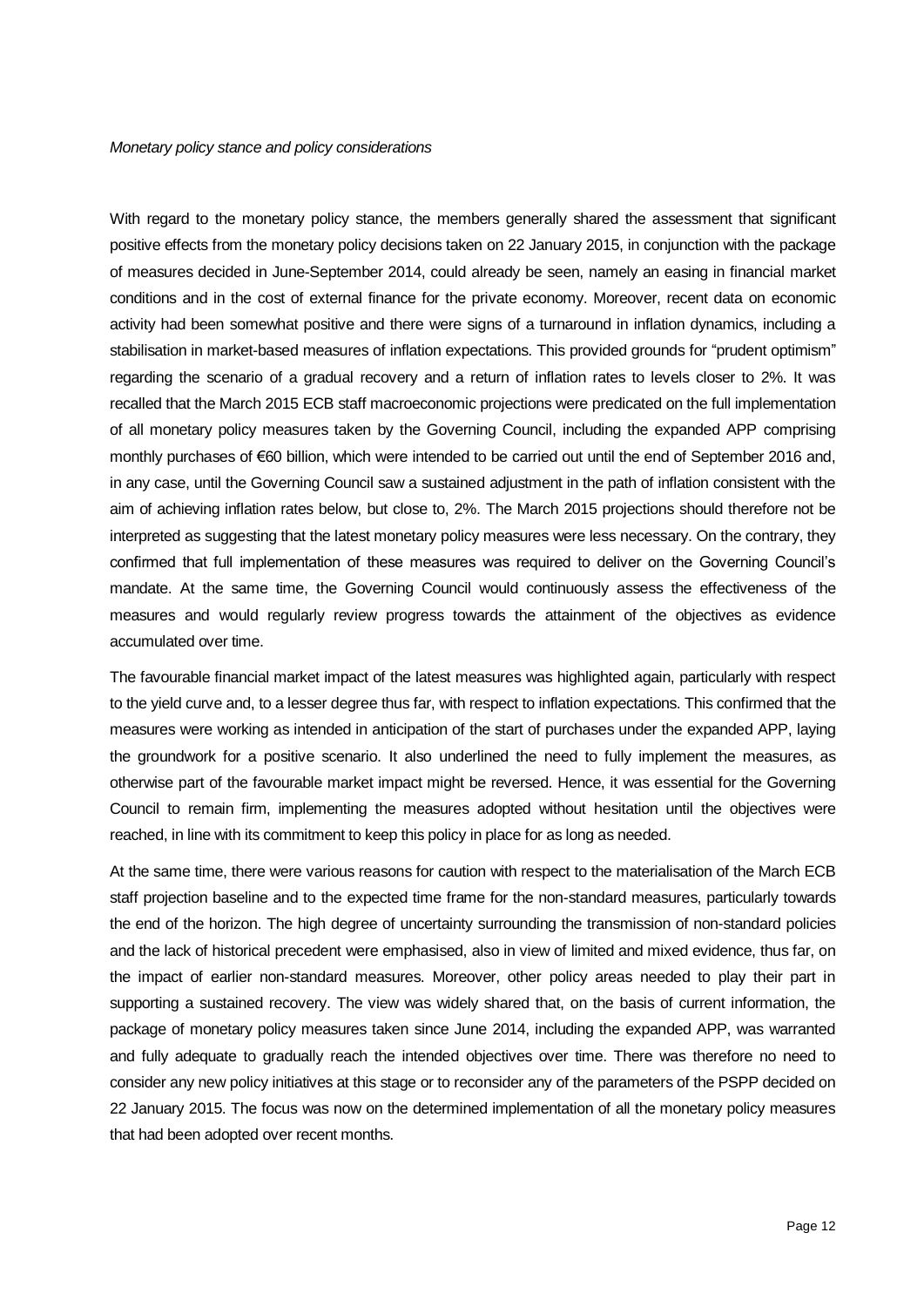*Monetary policy stance and policy considerations*

With regard to the monetary policy stance, the members generally shared the assessment that significant positive effects from the monetary policy decisions taken on 22 January 2015, in conjunction with the package of measures decided in June-September 2014, could already be seen, namely an easing in financial market conditions and in the cost of external finance for the private economy. Moreover, recent data on economic activity had been somewhat positive and there were signs of a turnaround in inflation dynamics, including a stabilisation in market-based measures of inflation expectations. This provided grounds for "prudent optimism" regarding the scenario of a gradual recovery and a return of inflation rates to levels closer to 2%. It was recalled that the March 2015 ECB staff macroeconomic projections were predicated on the full implementation of all monetary policy measures taken by the Governing Council, including the expanded APP comprising monthly purchases of €60 billion, which were intended to be carried out until the end of September 2016 and, in any case, until the Governing Council saw a sustained adjustment in the path of inflation consistent with the aim of achieving inflation rates below, but close to, 2%. The March 2015 projections should therefore not be interpreted as suggesting that the latest monetary policy measures were less necessary. On the contrary, they confirmed that full implementation of these measures was required to deliver on the Governing Council's mandate. At the same time, the Governing Council would continuously assess the effectiveness of the measures and would regularly review progress towards the attainment of the objectives as evidence accumulated over time.

The favourable financial market impact of the latest measures was highlighted again, particularly with respect to the yield curve and, to a lesser degree thus far, with respect to inflation expectations. This confirmed that the measures were working as intended in anticipation of the start of purchases under the expanded APP, laying the groundwork for a positive scenario. It also underlined the need to fully implement the measures, as otherwise part of the favourable market impact might be reversed. Hence, it was essential for the Governing Council to remain firm, implementing the measures adopted without hesitation until the objectives were reached, in line with its commitment to keep this policy in place for as long as needed.

At the same time, there were various reasons for caution with respect to the materialisation of the March ECB staff projection baseline and to the expected time frame for the non-standard measures, particularly towards the end of the horizon. The high degree of uncertainty surrounding the transmission of non-standard policies and the lack of historical precedent were emphasised, also in view of limited and mixed evidence, thus far, on the impact of earlier non-standard measures. Moreover, other policy areas needed to play their part in supporting a sustained recovery. The view was widely shared that, on the basis of current information, the package of monetary policy measures taken since June 2014, including the expanded APP, was warranted and fully adequate to gradually reach the intended objectives over time. There was therefore no need to consider any new policy initiatives at this stage or to reconsider any of the parameters of the PSPP decided on 22 January 2015. The focus was now on the determined implementation of all the monetary policy measures that had been adopted over recent months.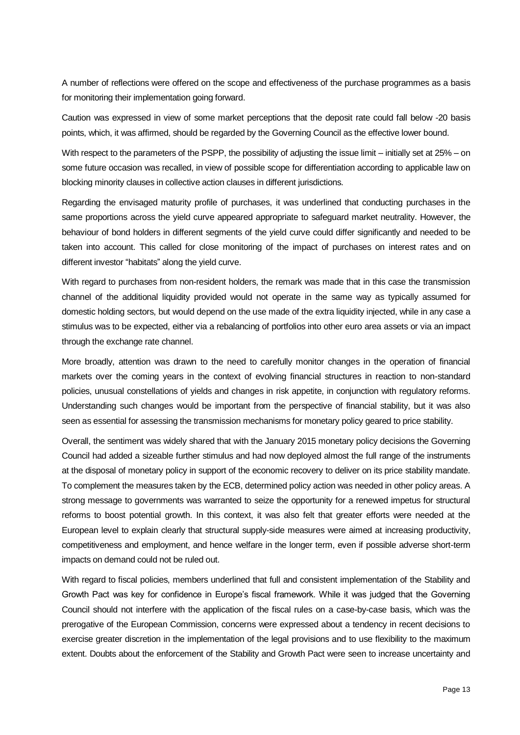A number of reflections were offered on the scope and effectiveness of the purchase programmes as a basis for monitoring their implementation going forward.

Caution was expressed in view of some market perceptions that the deposit rate could fall below -20 basis points, which, it was affirmed, should be regarded by the Governing Council as the effective lower bound.

With respect to the parameters of the PSPP, the possibility of adjusting the issue limit – initially set at 25% – on some future occasion was recalled, in view of possible scope for differentiation according to applicable law on blocking minority clauses in collective action clauses in different jurisdictions.

Regarding the envisaged maturity profile of purchases, it was underlined that conducting purchases in the same proportions across the yield curve appeared appropriate to safeguard market neutrality. However, the behaviour of bond holders in different segments of the yield curve could differ significantly and needed to be taken into account. This called for close monitoring of the impact of purchases on interest rates and on different investor "habitats" along the yield curve.

With regard to purchases from non-resident holders, the remark was made that in this case the transmission channel of the additional liquidity provided would not operate in the same way as typically assumed for domestic holding sectors, but would depend on the use made of the extra liquidity injected, while in any case a stimulus was to be expected, either via a rebalancing of portfolios into other euro area assets or via an impact through the exchange rate channel.

More broadly, attention was drawn to the need to carefully monitor changes in the operation of financial markets over the coming years in the context of evolving financial structures in reaction to non-standard policies, unusual constellations of yields and changes in risk appetite, in conjunction with regulatory reforms. Understanding such changes would be important from the perspective of financial stability, but it was also seen as essential for assessing the transmission mechanisms for monetary policy geared to price stability.

Overall, the sentiment was widely shared that with the January 2015 monetary policy decisions the Governing Council had added a sizeable further stimulus and had now deployed almost the full range of the instruments at the disposal of monetary policy in support of the economic recovery to deliver on its price stability mandate. To complement the measures taken by the ECB, determined policy action was needed in other policy areas. A strong message to governments was warranted to seize the opportunity for a renewed impetus for structural reforms to boost potential growth. In this context, it was also felt that greater efforts were needed at the European level to explain clearly that structural supply-side measures were aimed at increasing productivity, competitiveness and employment, and hence welfare in the longer term, even if possible adverse short-term impacts on demand could not be ruled out.

With regard to fiscal policies, members underlined that full and consistent implementation of the Stability and Growth Pact was key for confidence in Europe's fiscal framework. While it was judged that the Governing Council should not interfere with the application of the fiscal rules on a case-by-case basis, which was the prerogative of the European Commission, concerns were expressed about a tendency in recent decisions to exercise greater discretion in the implementation of the legal provisions and to use flexibility to the maximum extent. Doubts about the enforcement of the Stability and Growth Pact were seen to increase uncertainty and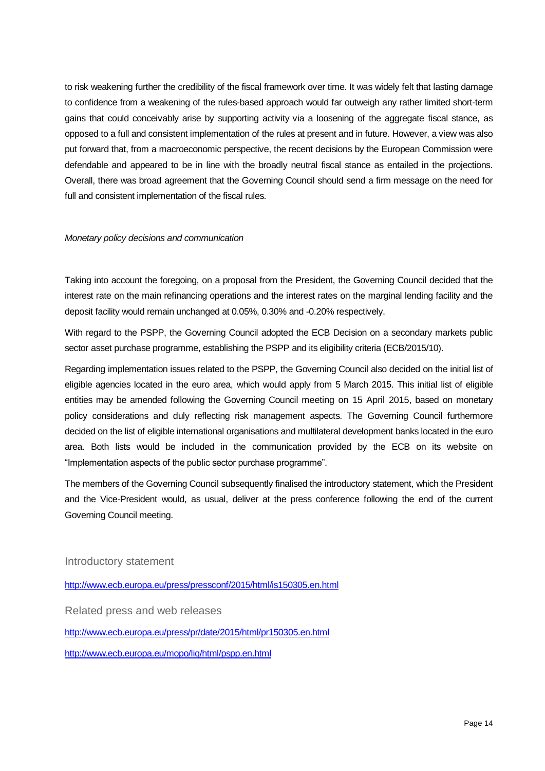to risk weakening further the credibility of the fiscal framework over time. It was widely felt that lasting damage to confidence from a weakening of the rules-based approach would far outweigh any rather limited short-term gains that could conceivably arise by supporting activity via a loosening of the aggregate fiscal stance, as opposed to a full and consistent implementation of the rules at present and in future. However, a view was also put forward that, from a macroeconomic perspective, the recent decisions by the European Commission were defendable and appeared to be in line with the broadly neutral fiscal stance as entailed in the projections. Overall, there was broad agreement that the Governing Council should send a firm message on the need for full and consistent implementation of the fiscal rules.

*Monetary policy decisions and communication*

Taking into account the foregoing, on a proposal from the President, the Governing Council decided that the interest rate on the main refinancing operations and the interest rates on the marginal lending facility and the deposit facility would remain unchanged at 0.05%, 0.30% and -0.20% respectively.

With regard to the PSPP, the Governing Council adopted the ECB Decision on a secondary markets public sector asset purchase programme, establishing the PSPP and its eligibility criteria (ECB/2015/10).

Regarding implementation issues related to the PSPP, the Governing Council also decided on the initial list of eligible agencies located in the euro area, which would apply from 5 March 2015. This initial list of eligible entities may be amended following the Governing Council meeting on 15 April 2015, based on monetary policy considerations and duly reflecting risk management aspects. The Governing Council furthermore decided on the list of eligible international organisations and multilateral development banks located in the euro area. Both lists would be included in the communication provided by the ECB on its website on "Implementation aspects of the public sector purchase programme".

The members of the Governing Council subsequently finalised the introductory statement, which the President and the Vice-President would, as usual, deliver at the press conference following the end of the current Governing Council meeting.

## Introductory statement

http://www.ecb.europa.eu/press/pressconf/2015/html/is150305.en.html

## Related press and web releases

http://www.ecb.europa.eu/press/pr/date/2015/html/pr150305.en.html

http://www.ecb.europa.eu/mopo/liq/html/pspp.en.html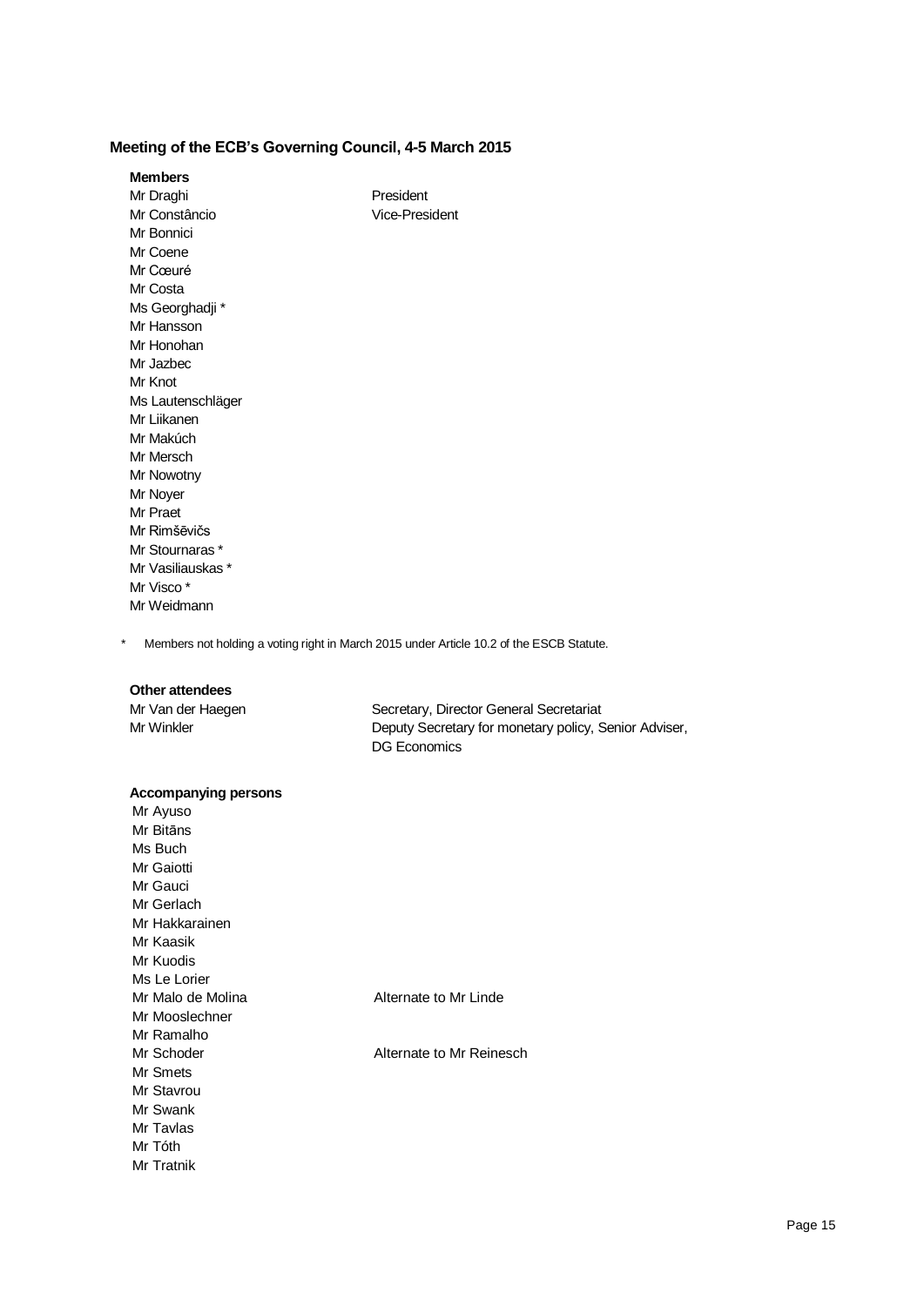## Meeting of the ECB's Governing Council, 4-5 March 2015

**Members**

| | |
|---|---|
| Mr Draghi | President |
| Mr Constâncio | Vice-President |
| Mr Bonnici | |
| Mr Coene | |
| Mr Cœuré | |
| Mr Costa | |
| Ms Georghadji * | |
| Mr Hansson | |
| Mr Honohan | |
| Mr Jazbec | |
| Mr Knot | |
| Ms Lautenschläger | |
| Mr Liikanen | |
| Mr Makúch | |
| Mr Mersch | |
| Mr Nowotny | |
| Mr Noyer | |
| Mr Praet | |
| Mr Rimšēvičs | |
| Mr Stournaras * | |
| Mr Vasiliauskas * | |
| Mr Visco * | |
| Mr Weidmann | |

\* Members not holding a voting right in March 2015 under Article 10.2 of the ESCB Statute.

**Other attendees**

| | |
|---|---|
| Mr Van der Haegen | Secretary, Director General Secretariat |
| Mr Winkler | Deputy Secretary for monetary policy, Senior Adviser, DG Economics |

**Accompanying persons**

| | |
|---|---|
| Mr Ayuso | |
| Mr Bitāns | |
| Ms Buch | |
| Mr Gaiotti | |
| Mr Gauci | |
| Mr Gerlach | |
| Mr Hakkarainen | |
| Mr Kaasik | |
| Mr Kuodis | |
| Ms Le Lorier | |
| Mr Malo de Molina | Alternate to Mr Linde |
| Mr Mooslechner | |
| Mr Ramalho | |
| Mr Schoder | Alternate to Mr Reinesch |
| Mr Smets | |
| Mr Stavrou | |
| Mr Swank | |
| Mr Tavlas | |
| Mr Tóth | |
| Mr Tratnik | |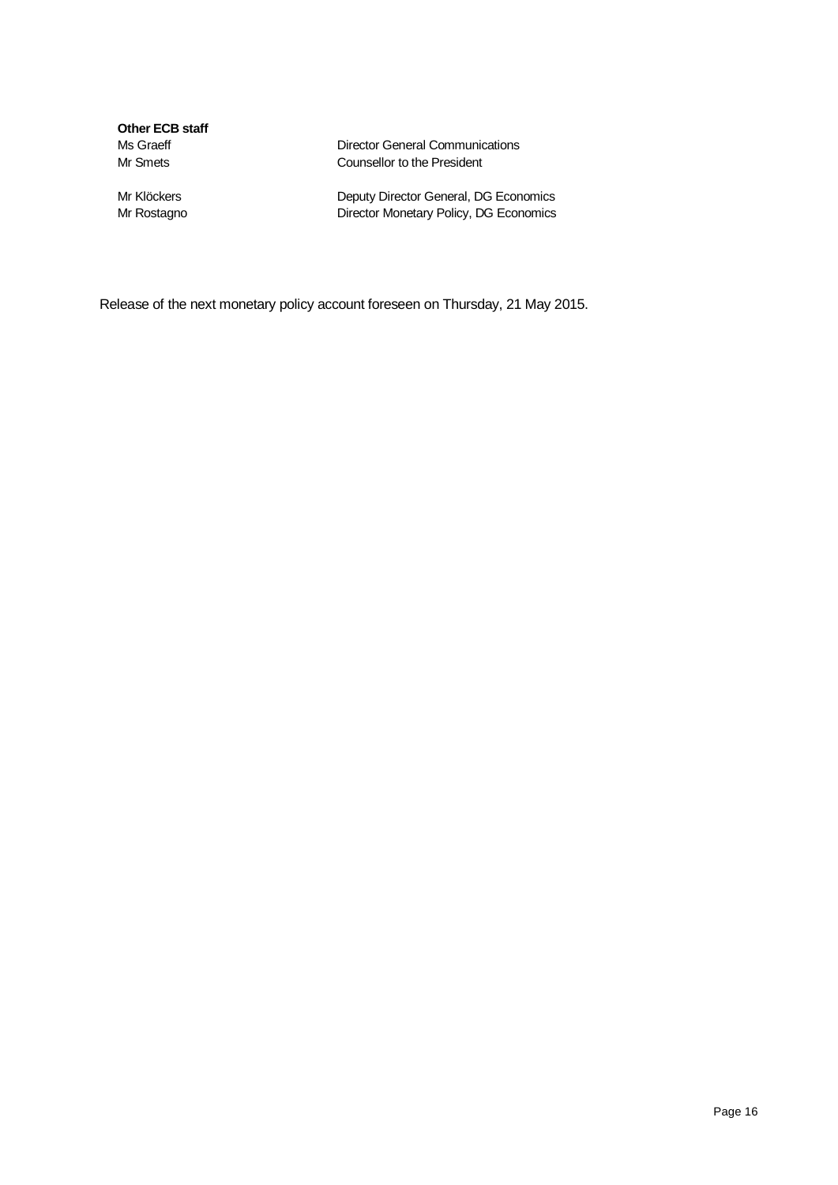**Other ECB staff**

| | |
|---|---|
| Ms Graeff | Director General Communications |
| Mr Smets | Counsellor to the President |
| Mr Klöckers | Deputy Director General, DG Economics |
| Mr Rostagno | Director Monetary Policy, DG Economics |

Release of the next monetary policy account foreseen on Thursday, 21 May 2015.